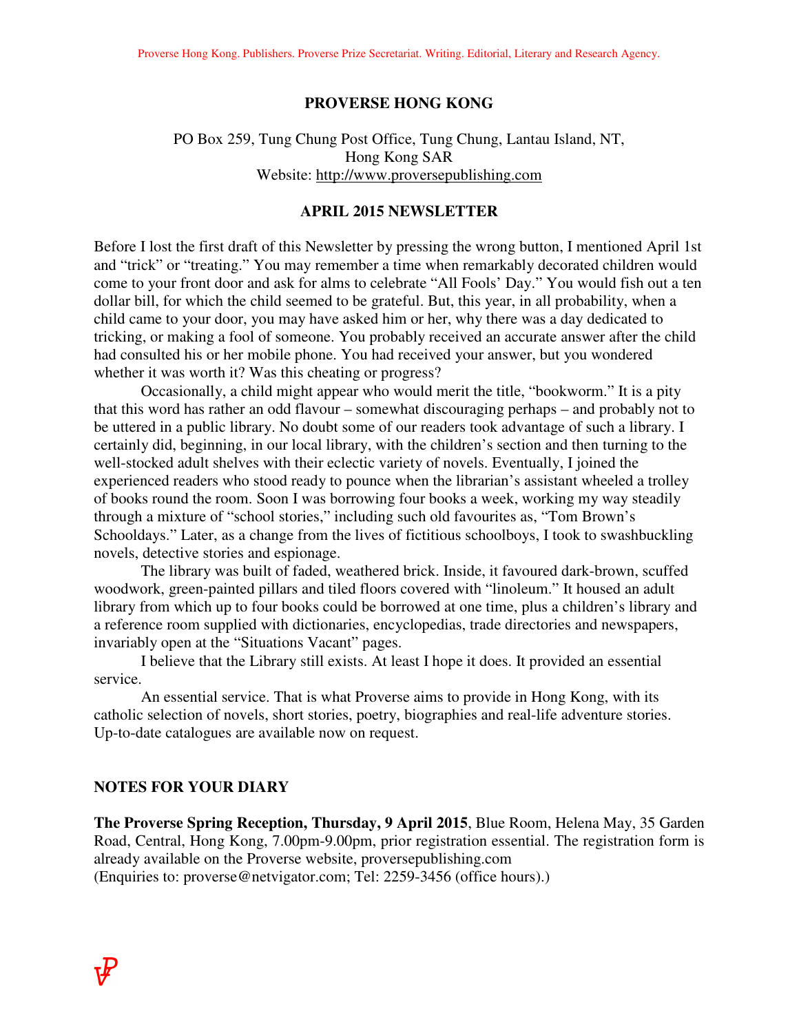# PROVERSE HONG KONG

PO Box 259, Tung Chung Post Office, Tung Chung, Lantau Island, NT,
Hong Kong SAR
Website: http://www.proversepublishing.com

## APRIL 2015 NEWSLETTER

Before I lost the first draft of this Newsletter by pressing the wrong button, I mentioned April 1st and "trick" or "treating." You may remember a time when remarkably decorated children would come to your front door and ask for alms to celebrate "All Fools' Day." You would fish out a ten dollar bill, for which the child seemed to be grateful. But, this year, in all probability, when a child came to your door, you may have asked him or her, why there was a day dedicated to tricking, or making a fool of someone. You probably received an accurate answer after the child had consulted his or her mobile phone. You had received your answer, but you wondered whether it was worth it? Was this cheating or progress?

Occasionally, a child might appear who would merit the title, "bookworm." It is a pity that this word has rather an odd flavour – somewhat discouraging perhaps – and probably not to be uttered in a public library. No doubt some of our readers took advantage of such a library. I certainly did, beginning, in our local library, with the children's section and then turning to the well-stocked adult shelves with their eclectic variety of novels. Eventually, I joined the experienced readers who stood ready to pounce when the librarian's assistant wheeled a trolley of books round the room. Soon I was borrowing four books a week, working my way steadily through a mixture of "school stories," including such old favourites as, "Tom Brown's Schooldays." Later, as a change from the lives of fictitious schoolboys, I took to swashbuckling novels, detective stories and espionage.

The library was built of faded, weathered brick. Inside, it favoured dark-brown, scuffed woodwork, green-painted pillars and tiled floors covered with "linoleum." It housed an adult library from which up to four books could be borrowed at one time, plus a children's library and a reference room supplied with dictionaries, encyclopedias, trade directories and newspapers, invariably open at the "Situations Vacant" pages.

I believe that the Library still exists. At least I hope it does. It provided an essential service.

An essential service. That is what Proverse aims to provide in Hong Kong, with its catholic selection of novels, short stories, poetry, biographies and real-life adventure stories. Up-to-date catalogues are available now on request.

### NOTES FOR YOUR DIARY

**The Proverse Spring Reception, Thursday, 9 April 2015**, Blue Room, Helena May, 35 Garden Road, Central, Hong Kong, 7.00pm-9.00pm, prior registration essential. The registration form is already available on the Proverse website, proversepublishing.com
(Enquiries to: proverse@netvigator.com; Tel: 2259-3456 (office hours).)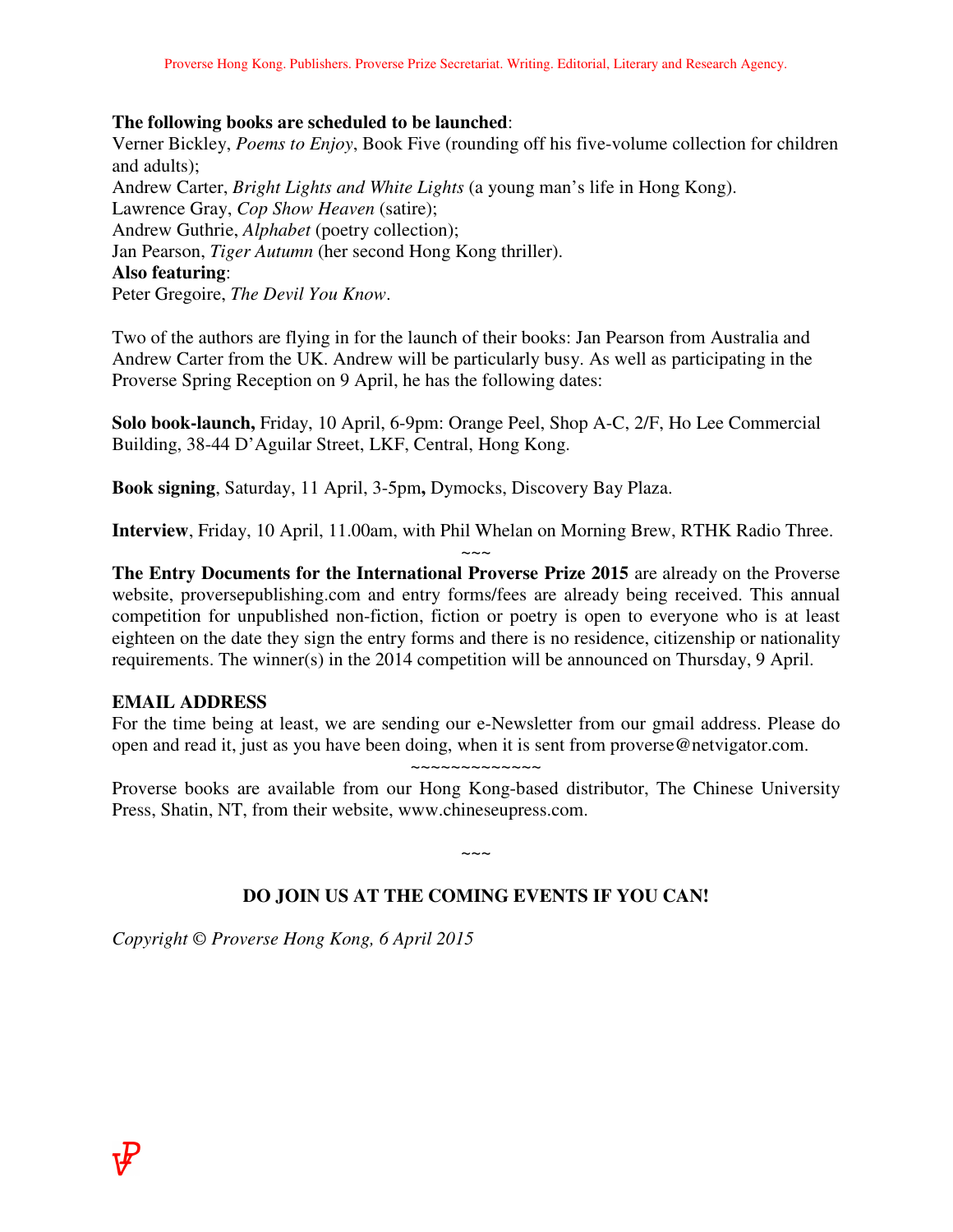**The following books are scheduled to be launched**:
Verner Bickley, *Poems to Enjoy*, Book Five (rounding off his five-volume collection for children and adults);
Andrew Carter, *Bright Lights and White Lights* (a young man's life in Hong Kong).
Lawrence Gray, *Cop Show Heaven* (satire);
Andrew Guthrie, *Alphabet* (poetry collection);
Jan Pearson, *Tiger Autumn* (her second Hong Kong thriller).
**Also featuring**:
Peter Gregoire, *The Devil You Know*.

Two of the authors are flying in for the launch of their books: Jan Pearson from Australia and Andrew Carter from the UK. Andrew will be particularly busy. As well as participating in the Proverse Spring Reception on 9 April, he has the following dates:

**Solo book-launch,** Friday, 10 April, 6-9pm: Orange Peel, Shop A-C, 2/F, Ho Lee Commercial Building, 38-44 D'Aguilar Street, LKF, Central, Hong Kong.

**Book signing**, Saturday, 11 April, 3-5pm**,** Dymocks, Discovery Bay Plaza.

**Interview**, Friday, 10 April, 11.00am, with Phil Whelan on Morning Brew, RTHK Radio Three.

~~~

**The Entry Documents for the International Proverse Prize 2015** are already on the Proverse website, proversepublishing.com and entry forms/fees are already being received. This annual competition for unpublished non-fiction, fiction or poetry is open to everyone who is at least eighteen on the date they sign the entry forms and there is no residence, citizenship or nationality requirements. The winner(s) in the 2014 competition will be announced on Thursday, 9 April.

**EMAIL ADDRESS**

For the time being at least, we are sending our e-Newsletter from our gmail address. Please do open and read it, just as you have been doing, when it is sent from proverse@netvigator.com.

~~~~~~~~~~~~~

Proverse books are available from our Hong Kong-based distributor, The Chinese University Press, Shatin, NT, from their website, www.chineseupress.com.

~~~

**DO JOIN US AT THE COMING EVENTS IF YOU CAN!**

*Copyright © Proverse Hong Kong, 6 April 2015*